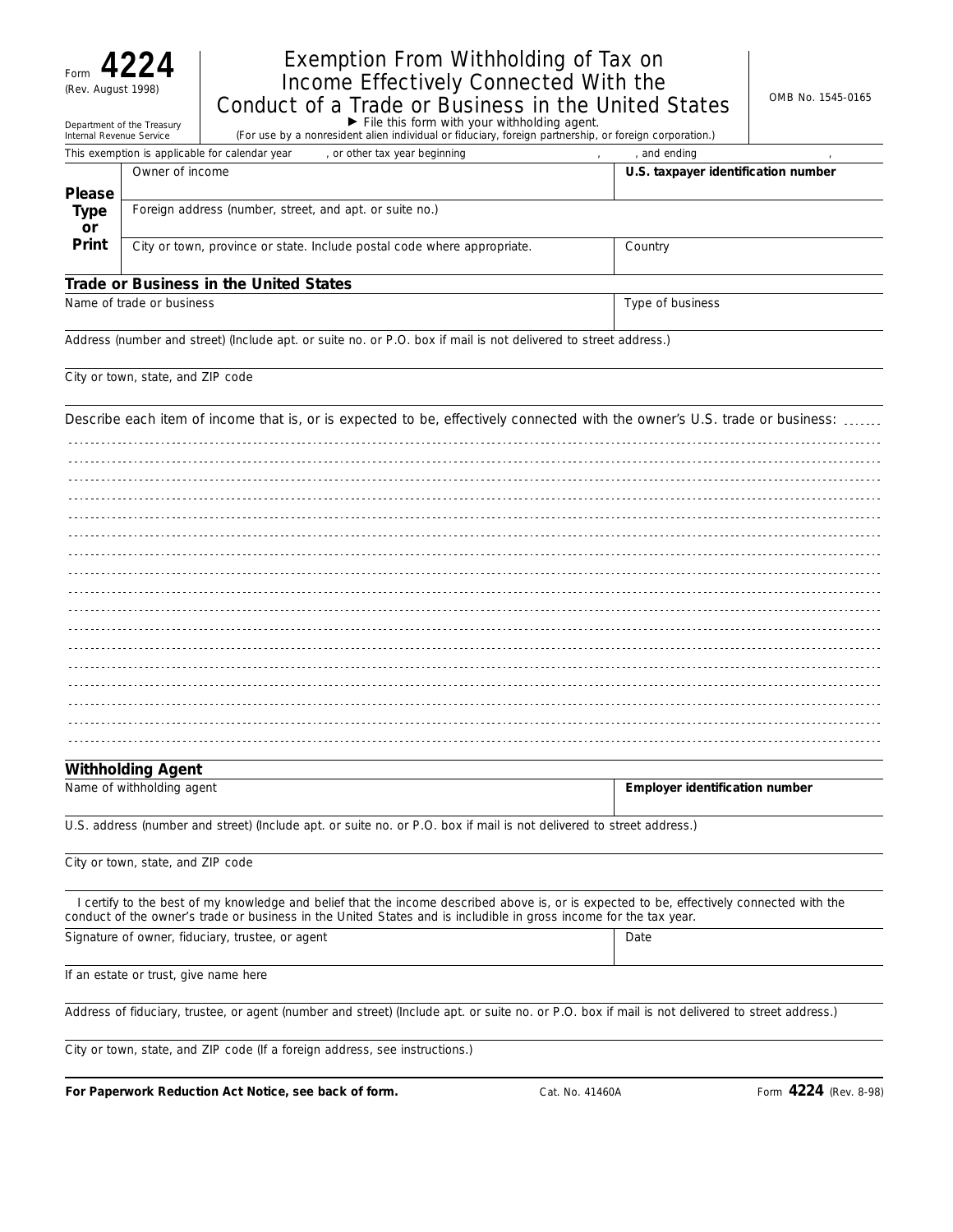Form **4224**
(Rev. August 1998)
Department of the Treasury
Internal Revenue Service

# Exemption From Withholding of Tax on Income Effectively Connected With the Conduct of a Trade or Business in the United States

► File this form with your withholding agent.
(For use by a nonresident alien individual or fiduciary, foreign partnership, or foreign corporation.)

OMB No. 1545-0165

This exemption is applicable for calendar year , or other tax year beginning , , and ending ,

**Please Type or Print**

| Owner of income | **U.S. taxpayer identification number** |
|---|---|
| Foreign address (number, street, and apt. or suite no.) | |
| City or town, province or state. Include postal code where appropriate. | Country |

## Trade or Business in the United States

| Name of trade or business | Type of business |
|---|---|
| Address (number and street) (Include apt. or suite no. or P.O. box if mail is not delivered to street address.) | |
| City or town, state, and ZIP code | |

Describe each item of income that is, or is expected to be, effectively connected with the owner's U.S. trade or business:

## Withholding Agent

| Name of withholding agent | **Employer identification number** |
|---|---|
| U.S. address (number and street) (Include apt. or suite no. or P.O. box if mail is not delivered to street address.) | |
| City or town, state, and ZIP code | |

I certify to the best of my knowledge and belief that the income described above is, or is expected to be, effectively connected with the conduct of the owner's trade or business in the United States and is includible in gross income for the tax year.

| Signature of owner, fiduciary, trustee, or agent | Date |
|---|---|
| If an estate or trust, give name here | |
| Address of fiduciary, trustee, or agent (number and street) (Include apt. or suite no. or P.O. box if mail is not delivered to street address.) | |
| City or town, state, and ZIP code (If a foreign address, see instructions.) | |

**For Paperwork Reduction Act Notice, see back of form.** Cat. No. 41460A Form **4224** (Rev. 8-98)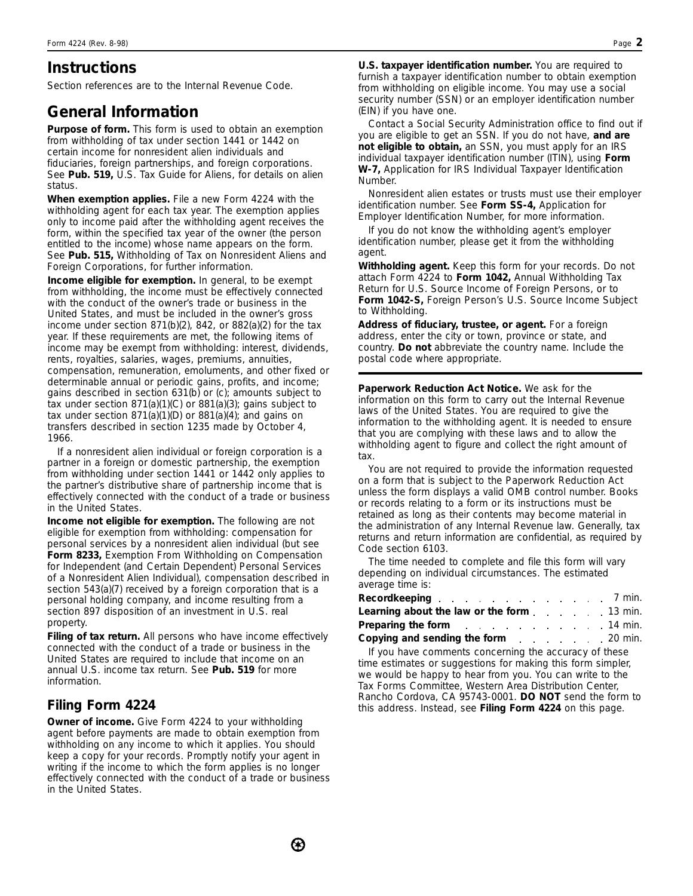# Instructions

Section references are to the Internal Revenue Code.

# General Information

**Purpose of form.** This form is used to obtain an exemption from withholding of tax under section 1441 or 1442 on certain income for nonresident alien individuals and fiduciaries, foreign partnerships, and foreign corporations. See **Pub. 519,** U.S. Tax Guide for Aliens, for details on alien status.

**When exemption applies.** File a new Form 4224 with the withholding agent for each tax year. The exemption applies only to income paid after the withholding agent receives the form, within the specified tax year of the owner (the person entitled to the income) whose name appears on the form. See **Pub. 515,** Withholding of Tax on Nonresident Aliens and Foreign Corporations, for further information.

**Income eligible for exemption.** In general, to be exempt from withholding, the income must be effectively connected with the conduct of the owner's trade or business in the United States, and must be included in the owner's gross income under section 871(b)(2), 842, or 882(a)(2) for the tax year. If these requirements are met, the following items of income may be exempt from withholding: interest, dividends, rents, royalties, salaries, wages, premiums, annuities, compensation, remuneration, emoluments, and other fixed or determinable annual or periodic gains, profits, and income; gains described in section 631(b) or (c); amounts subject to tax under section 871(a)(1)(C) or 881(a)(3); gains subject to tax under section 871(a)(1)(D) or 881(a)(4); and gains on transfers described in section 1235 made by October 4, 1966.

If a nonresident alien individual or foreign corporation is a partner in a foreign or domestic partnership, the exemption from withholding under section 1441 or 1442 only applies to the partner's distributive share of partnership income that is effectively connected with the conduct of a trade or business in the United States.

**Income not eligible for exemption.** The following are not eligible for exemption from withholding: compensation for personal services by a nonresident alien individual (but see **Form 8233,** Exemption From Withholding on Compensation for Independent (and Certain Dependent) Personal Services of a Nonresident Alien Individual), compensation described in section 543(a)(7) received by a foreign corporation that is a personal holding company, and income resulting from a section 897 disposition of an investment in U.S. real property.

**Filing of tax return.** All persons who have income effectively connected with the conduct of a trade or business in the United States are required to include that income on an annual U.S. income tax return. See **Pub. 519** for more information.

## Filing Form 4224

**Owner of income.** Give Form 4224 to your withholding agent before payments are made to obtain exemption from withholding on any income to which it applies. You should keep a copy for your records. Promptly notify your agent in writing if the income to which the form applies is no longer effectively connected with the conduct of a trade or business in the United States.

**U.S. taxpayer identification number.** You are required to furnish a taxpayer identification number to obtain exemption from withholding on eligible income. You may use a social security number (SSN) or an employer identification number (EIN) if you have one.

Contact a Social Security Administration office to find out if you are eligible to get an SSN. If you do not have, **and are not eligible to obtain,** an SSN, you must apply for an IRS individual taxpayer identification number (ITIN), using **Form W-7,** Application for IRS Individual Taxpayer Identification Number.

Nonresident alien estates or trusts must use their employer identification number. See **Form SS-4,** Application for Employer Identification Number, for more information.

If you do not know the withholding agent's employer identification number, please get it from the withholding agent.

**Withholding agent.** Keep this form for your records. Do not attach Form 4224 to **Form 1042,** Annual Withholding Tax Return for U.S. Source Income of Foreign Persons, or to **Form 1042-S,** Foreign Person's U.S. Source Income Subject to Withholding.

**Address of fiduciary, trustee, or agent.** For a foreign address, enter the city or town, province or state, and country. **Do not** abbreviate the country name. Include the postal code where appropriate.

---

**Paperwork Reduction Act Notice.** We ask for the information on this form to carry out the Internal Revenue laws of the United States. You are required to give the information to the withholding agent. It is needed to ensure that you are complying with these laws and to allow the withholding agent to figure and collect the right amount of tax.

You are not required to provide the information requested on a form that is subject to the Paperwork Reduction Act unless the form displays a valid OMB control number. Books or records relating to a form or its instructions must be retained as long as their contents may become material in the administration of any Internal Revenue law. Generally, tax returns and return information are confidential, as required by Code section 6103.

The time needed to complete and file this form will vary depending on individual circumstances. The estimated average time is:

| | |
|---|---|
| **Recordkeeping** | 7 min. |
| **Learning about the law or the form** | 13 min. |
| **Preparing the form** | 14 min. |
| **Copying and sending the form** | 20 min. |

If you have comments concerning the accuracy of these time estimates or suggestions for making this form simpler, we would be happy to hear from you. You can write to the Tax Forms Committee, Western Area Distribution Center, Rancho Cordova, CA 95743-0001. **DO NOT** send the form to this address. Instead, see **Filing Form 4224** on this page.